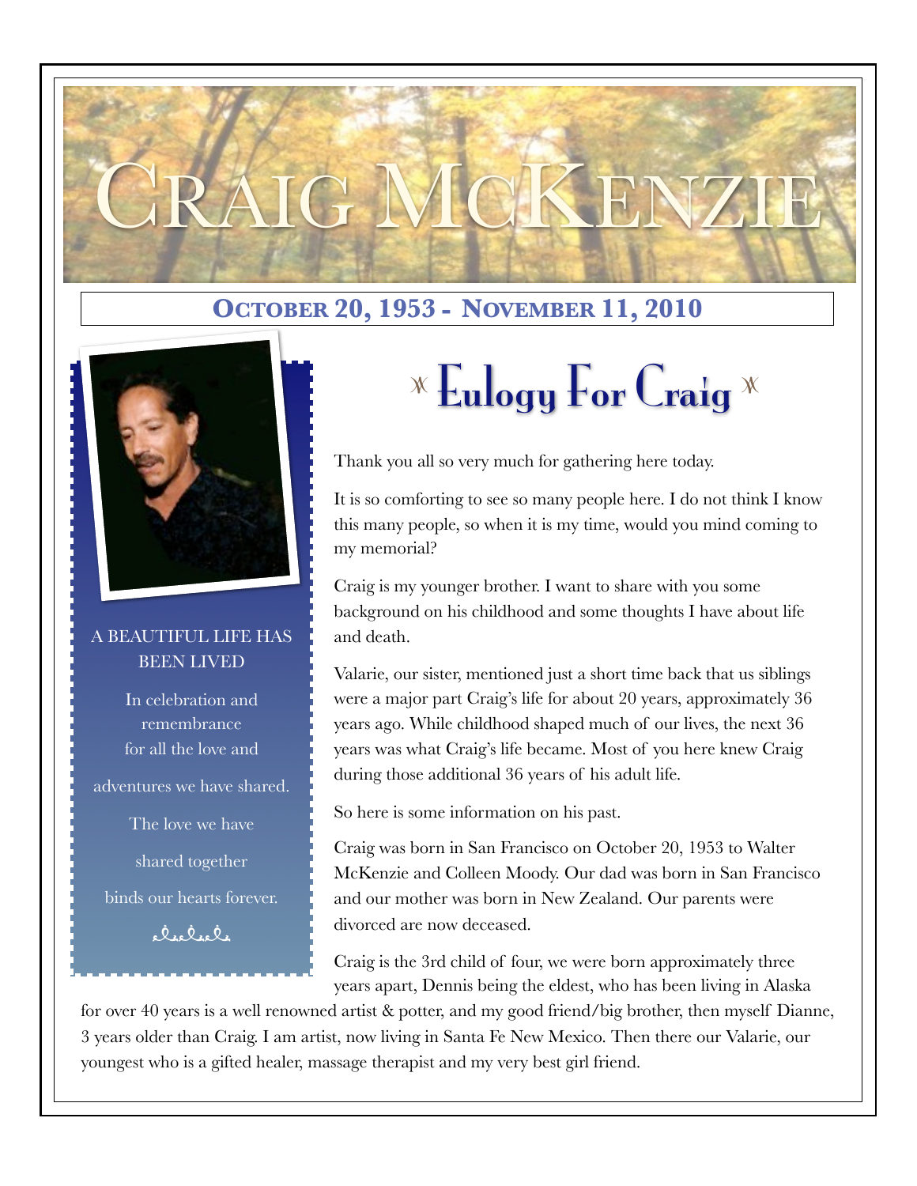# Craig McKenzie

**October 20, 1953 - November 11, 2010**

A BEAUTIFUL LIFE HAS BEEN LIVED

In celebration and remembrance for all the love and adventures we have shared.

The love we have shared together binds our hearts forever.

## Eulogy For Craig

Thank you all so very much for gathering here today.

It is so comforting to see so many people here. I do not think I know this many people, so when it is my time, would you mind coming to my memorial?

Craig is my younger brother. I want to share with you some background on his childhood and some thoughts I have about life and death.

Valarie, our sister, mentioned just a short time back that us siblings were a major part Craig's life for about 20 years, approximately 36 years ago. While childhood shaped much of our lives, the next 36 years was what Craig's life became. Most of you here knew Craig during those additional 36 years of his adult life.

So here is some information on his past.

Craig was born in San Francisco on October 20, 1953 to Walter McKenzie and Colleen Moody. Our dad was born in San Francisco and our mother was born in New Zealand. Our parents were divorced are now deceased.

Craig is the 3rd child of four, we were born approximately three years apart, Dennis being the eldest, who has been living in Alaska for over 40 years is a well renowned artist & potter, and my good friend/big brother, then myself Dianne, 3 years older than Craig. I am artist, now living in Santa Fe New Mexico. Then there our Valarie, our youngest who is a gifted healer, massage therapist and my very best girl friend.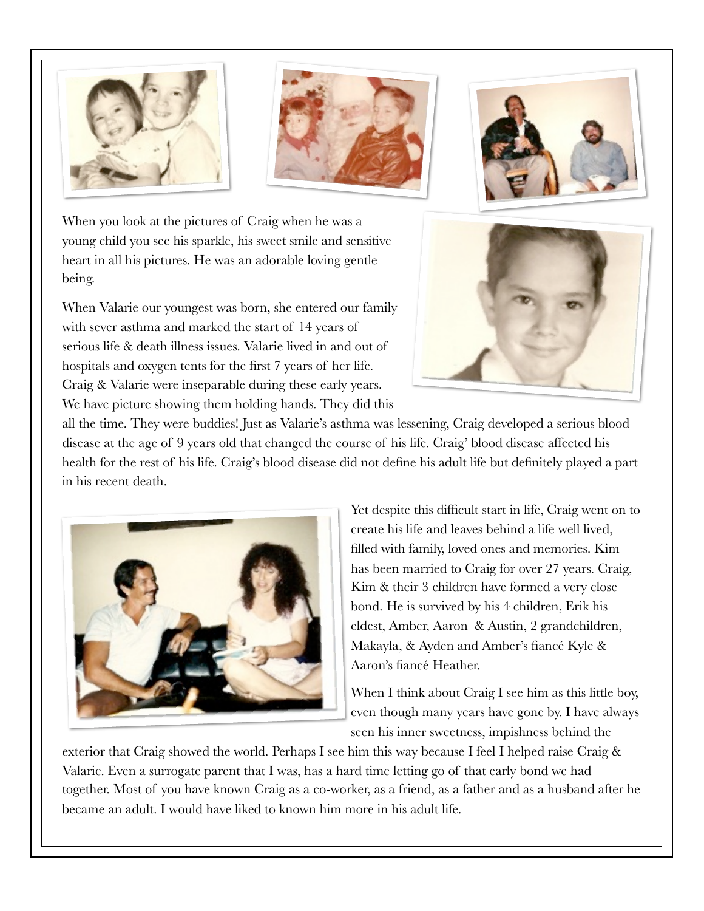When you look at the pictures of Craig when he was a young child you see his sparkle, his sweet smile and sensitive heart in all his pictures. He was an adorable loving gentle being.

When Valarie our youngest was born, she entered our family with sever asthma and marked the start of 14 years of serious life & death illness issues. Valarie lived in and out of hospitals and oxygen tents for the first 7 years of her life. Craig & Valarie were inseparable during these early years. We have picture showing them holding hands. They did this all the time. They were buddies! Just as Valarie's asthma was lessening, Craig developed a serious blood disease at the age of 9 years old that changed the course of his life. Craig' blood disease affected his health for the rest of his life. Craig's blood disease did not define his adult life but definitely played a part in his recent death.

Yet despite this difficult start in life, Craig went on to create his life and leaves behind a life well lived, filled with family, loved ones and memories. Kim has been married to Craig for over 27 years. Craig, Kim & their 3 children have formed a very close bond. He is survived by his 4 children, Erik his eldest, Amber, Aaron & Austin, 2 grandchildren, Makayla, & Ayden and Amber's fiancé Kyle & Aaron's fiancé Heather.

When I think about Craig I see him as this little boy, even though many years have gone by. I have always seen his inner sweetness, impishness behind the exterior that Craig showed the world. Perhaps I see him this way because I feel I helped raise Craig & Valarie. Even a surrogate parent that I was, has a hard time letting go of that early bond we had together. Most of you have known Craig as a co-worker, as a friend, as a father and as a husband after he became an adult. I would have liked to known him more in his adult life.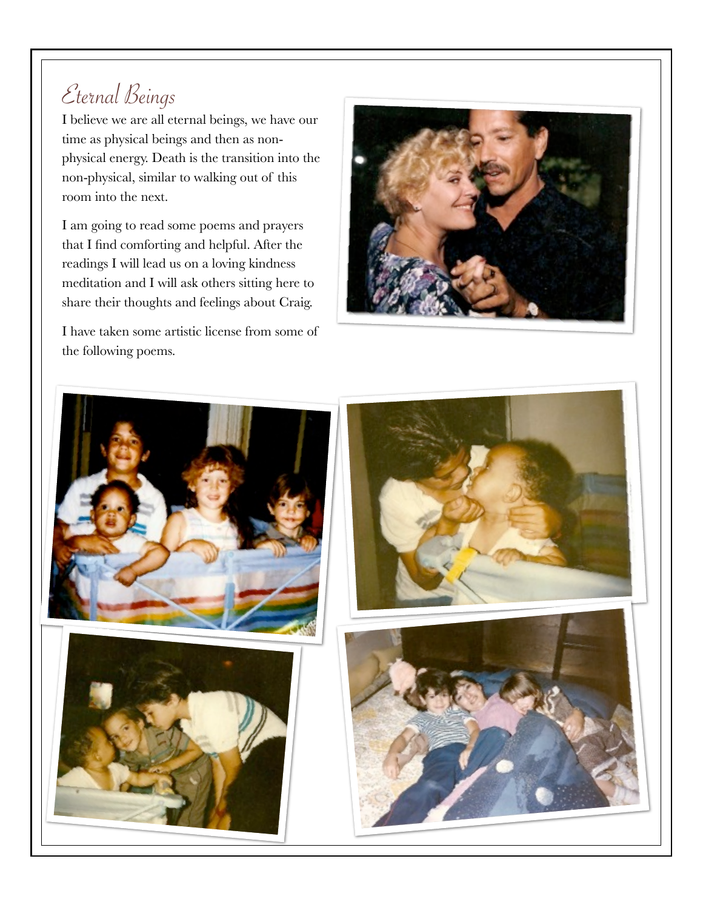# *Eternal Beings*

I believe we are all eternal beings, we have our time as physical beings and then as non-physical energy. Death is the transition into the non-physical, similar to walking out of this room into the next.

I am going to read some poems and prayers that I find comforting and helpful. After the readings I will lead us on a loving kindness meditation and I will ask others sitting here to share their thoughts and feelings about Craig.

I have taken some artistic license from some of the following poems.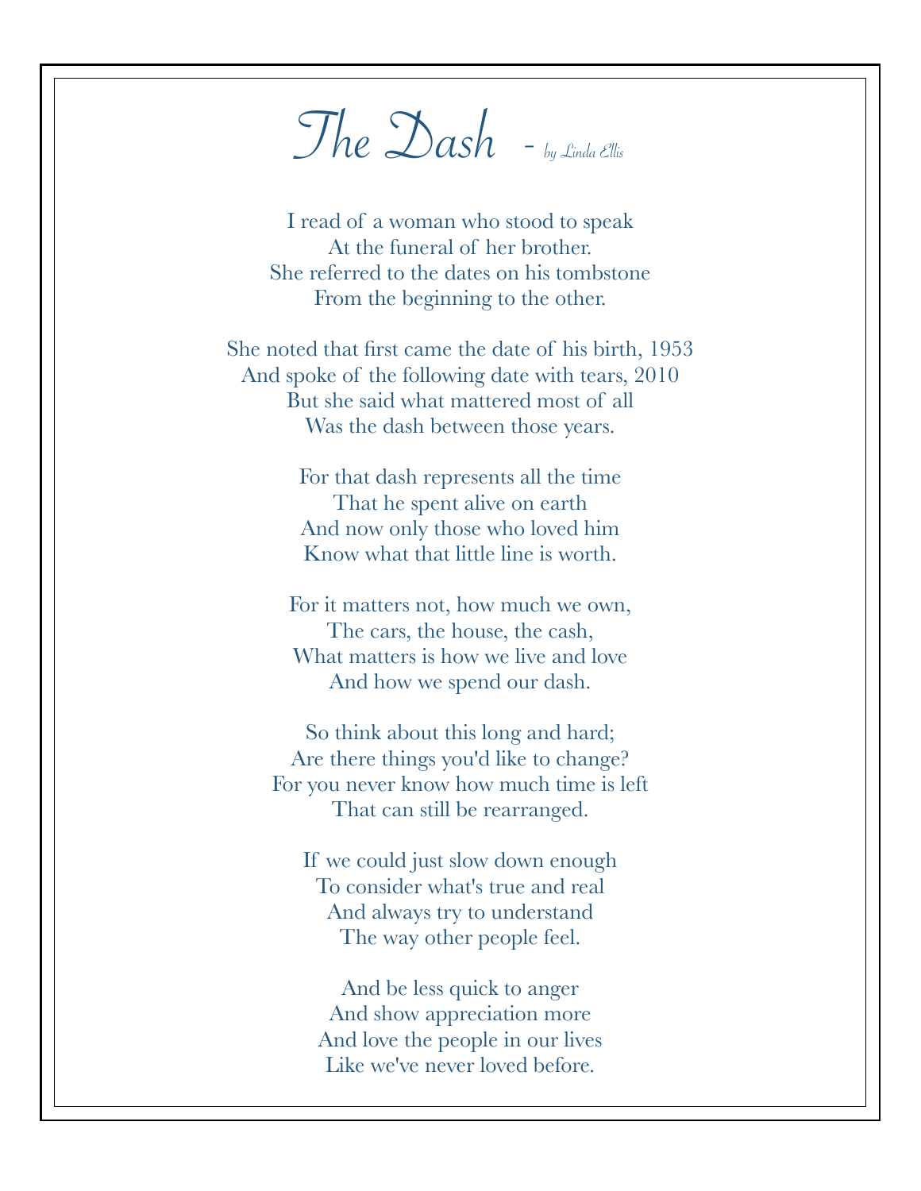# *The Dash* - *by Linda Ellis*

I read of a woman who stood to speak  
At the funeral of her brother.  
She referred to the dates on his tombstone  
From the beginning to the other.

She noted that first came the date of his birth, 1953  
And spoke of the following date with tears, 2010  
But she said what mattered most of all  
Was the dash between those years.

For that dash represents all the time  
That he spent alive on earth  
And now only those who loved him  
Know what that little line is worth.

For it matters not, how much we own,  
The cars, the house, the cash,  
What matters is how we live and love  
And how we spend our dash.

So think about this long and hard;  
Are there things you'd like to change?  
For you never know how much time is left  
That can still be rearranged.

If we could just slow down enough  
To consider what's true and real  
And always try to understand  
The way other people feel.

And be less quick to anger  
And show appreciation more  
And love the people in our lives  
Like we've never loved before.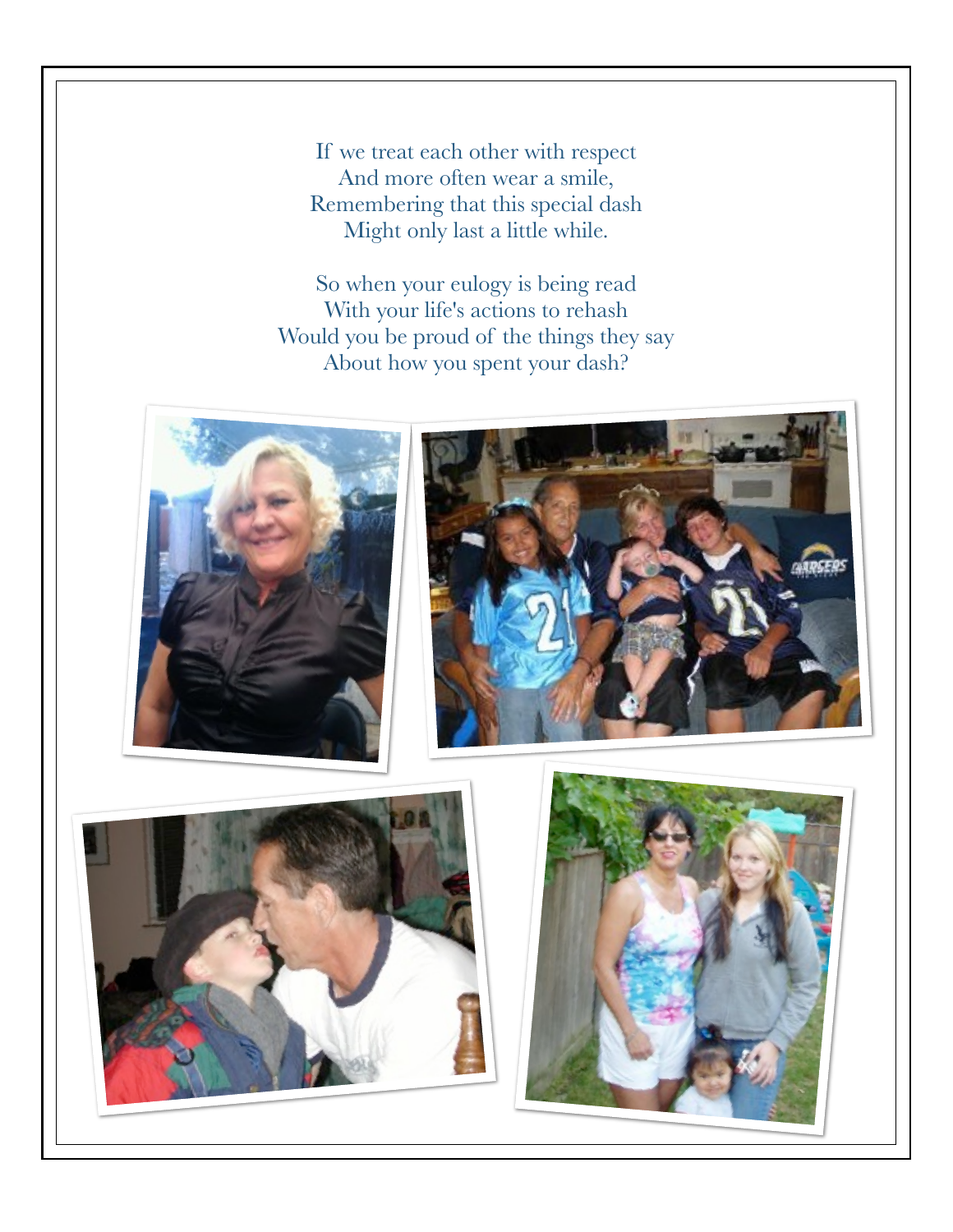If we treat each other with respect
And more often wear a smile,
Remembering that this special dash
Might only last a little while.

So when your eulogy is being read
With your life's actions to rehash
Would you be proud of the things they say
About how you spent your dash?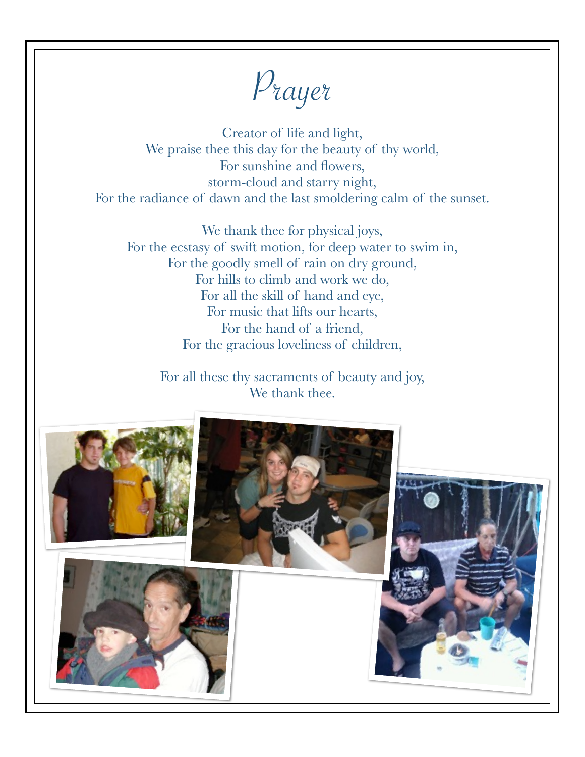# Prayer

Creator of life and light,
We praise thee this day for the beauty of thy world,
For sunshine and flowers,
storm-cloud and starry night,
For the radiance of dawn and the last smoldering calm of the sunset.

We thank thee for physical joys,
For the ecstasy of swift motion, for deep water to swim in,
For the goodly smell of rain on dry ground,
For hills to climb and work we do,
For all the skill of hand and eye,
For music that lifts our hearts,
For the hand of a friend,
For the gracious loveliness of children,

For all these thy sacraments of beauty and joy,
We thank thee.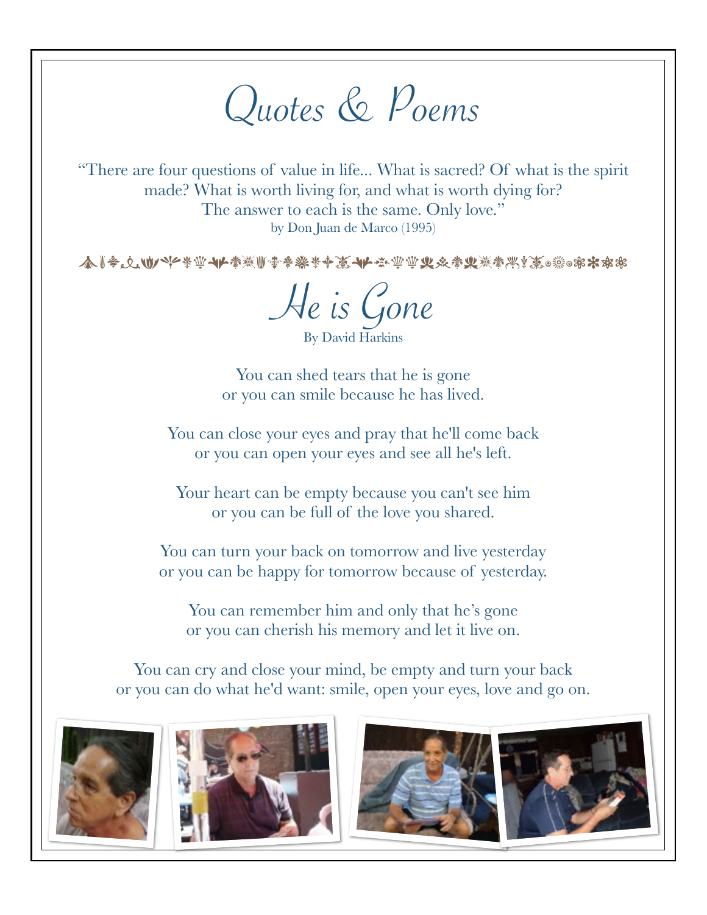# Quotes & Poems

"There are four questions of value in life... What is sacred? Of what is the spirit made? What is worth living for, and what is worth dying for?
The answer to each is the same. Only love."
by Don Juan de Marco (1995)

## He is Gone

By David Harkins

You can shed tears that he is gone
or you can smile because he has lived.

You can close your eyes and pray that he'll come back
or you can open your eyes and see all he's left.

Your heart can be empty because you can't see him
or you can be full of the love you shared.

You can turn your back on tomorrow and live yesterday
or you can be happy for tomorrow because of yesterday.

You can remember him and only that he's gone
or you can cherish his memory and let it live on.

You can cry and close your mind, be empty and turn your back
or you can do what he'd want: smile, open your eyes, love and go on.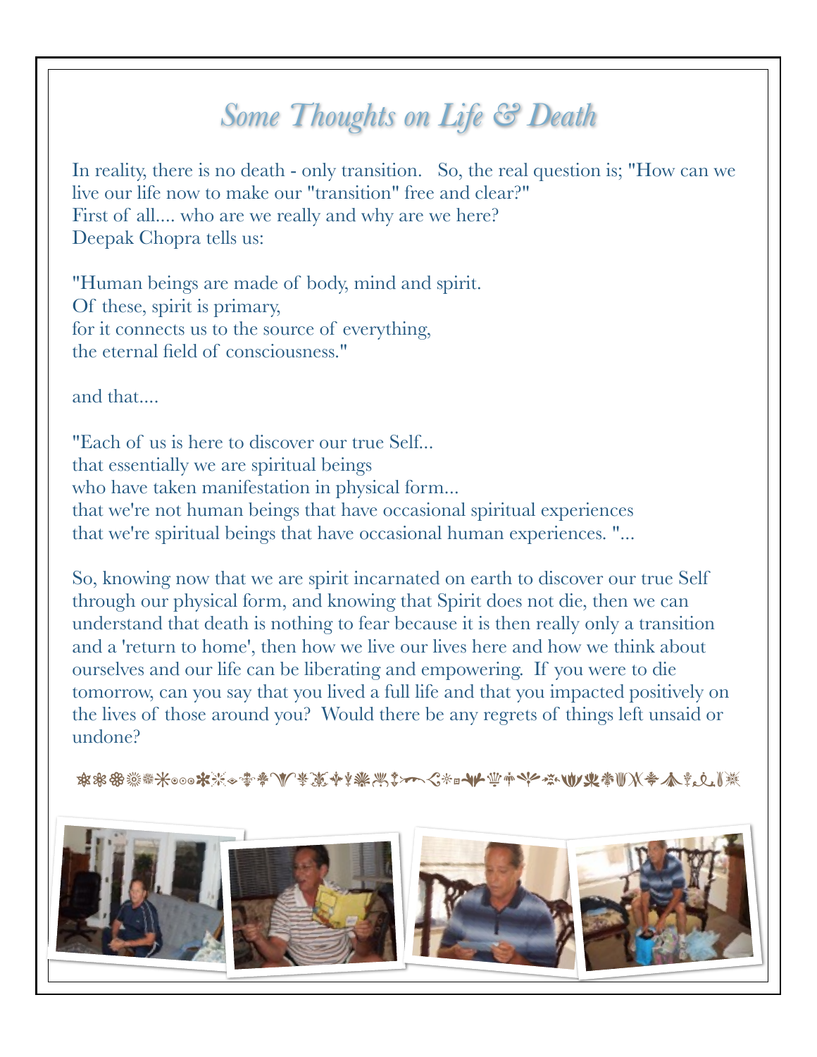# *Some Thoughts on Life & Death*

In reality, there is no death - only transition. So, the real question is; "How can we live our life now to make our "transition" free and clear?"
First of all.... who are we really and why are we here?
Deepak Chopra tells us:

"Human beings are made of body, mind and spirit.
Of these, spirit is primary,
for it connects us to the source of everything,
the eternal field of consciousness."

and that....

"Each of us is here to discover our true Self...
that essentially we are spiritual beings
who have taken manifestation in physical form...
that we're not human beings that have occasional spiritual experiences
that we're spiritual beings that have occasional human experiences. "...

So, knowing now that we are spirit incarnated on earth to discover our true Self through our physical form, and knowing that Spirit does not die, then we can understand that death is nothing to fear because it is then really only a transition and a 'return to home', then how we live our lives here and how we think about ourselves and our life can be liberating and empowering. If you were to die tomorrow, can you say that you lived a full life and that you impacted positively on the lives of those around you? Would there be any regrets of things left unsaid or undone?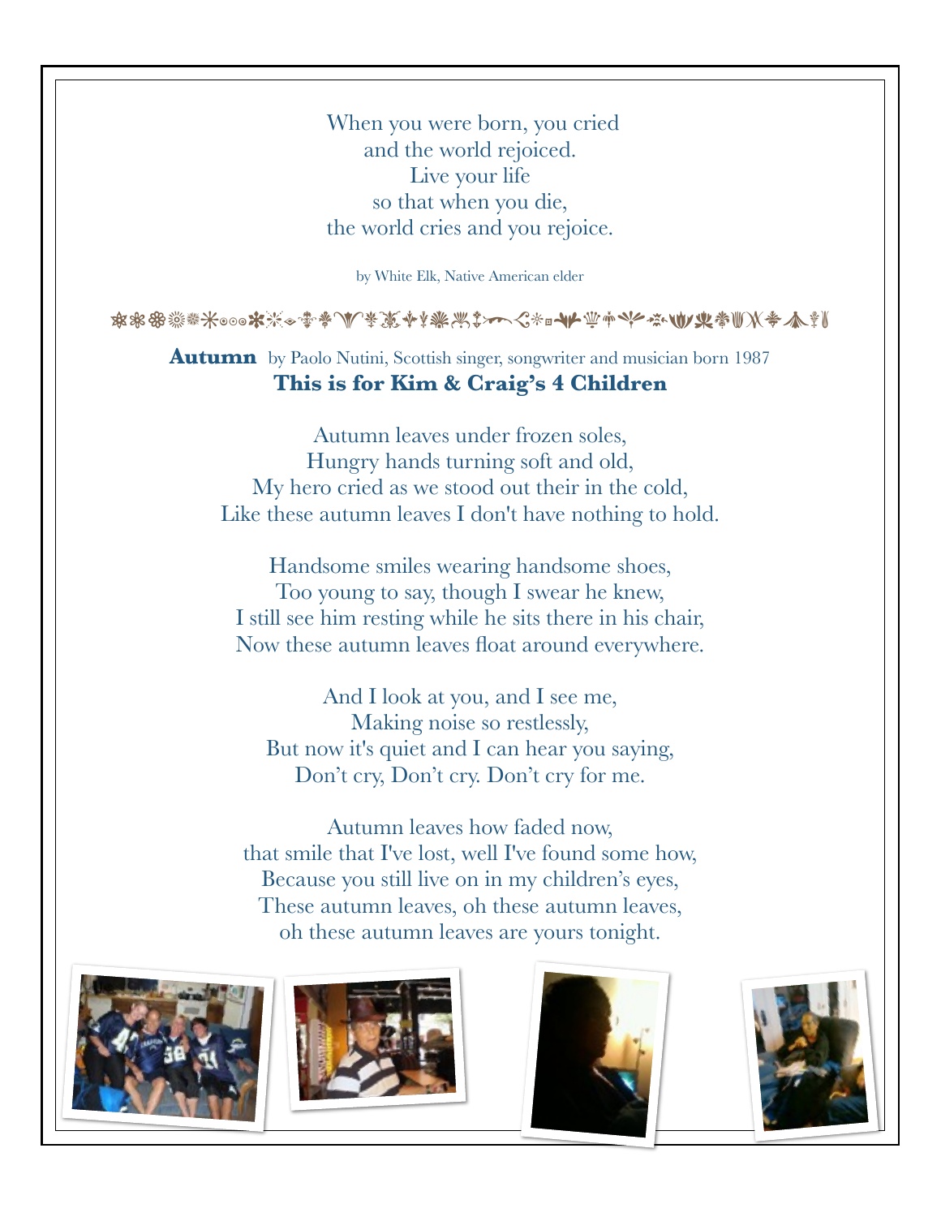When you were born, you cried
and the world rejoiced.
Live your life
so that when you die,
the world cries and you rejoice.

by White Elk, Native American elder

**Autumn** by Paolo Nutini, Scottish singer, songwriter and musician born 1987

**This is for Kim & Craig's 4 Children**

Autumn leaves under frozen soles,
Hungry hands turning soft and old,
My hero cried as we stood out their in the cold,
Like these autumn leaves I don't have nothing to hold.

Handsome smiles wearing handsome shoes,
Too young to say, though I swear he knew,
I still see him resting while he sits there in his chair,
Now these autumn leaves float around everywhere.

And I look at you, and I see me,
Making noise so restlessly,
But now it's quiet and I can hear you saying,
Don't cry, Don't cry. Don't cry for me.

Autumn leaves how faded now,
that smile that I've lost, well I've found some how,
Because you still live on in my children's eyes,
These autumn leaves, oh these autumn leaves,
oh these autumn leaves are yours tonight.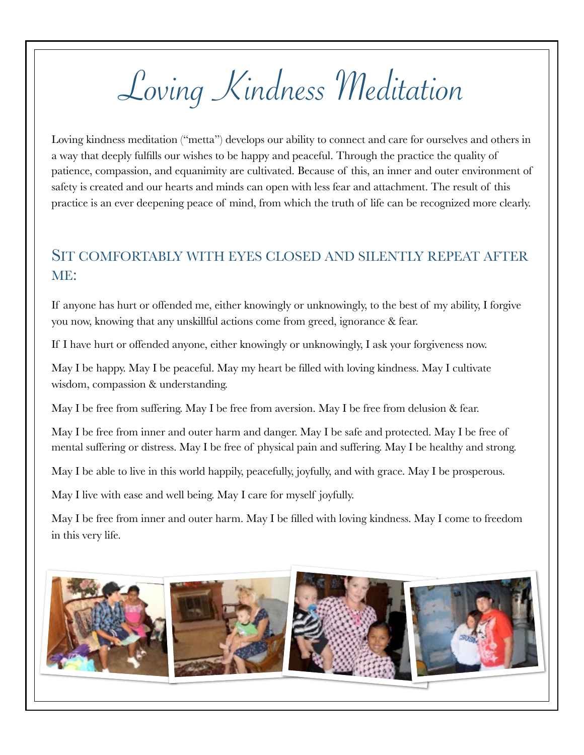# Loving Kindness Meditation

Loving kindness meditation ("metta") develops our ability to connect and care for ourselves and others in a way that deeply fulfills our wishes to be happy and peaceful. Through the practice the quality of patience, compassion, and equanimity are cultivated. Because of this, an inner and outer environment of safety is created and our hearts and minds can open with less fear and attachment. The result of this practice is an ever deepening peace of mind, from which the truth of life can be recognized more clearly.

## Sit comfortably with eyes closed and silently repeat after me:

If anyone has hurt or offended me, either knowingly or unknowingly, to the best of my ability, I forgive you now, knowing that any unskillful actions come from greed, ignorance & fear.

If I have hurt or offended anyone, either knowingly or unknowingly, I ask your forgiveness now.

May I be happy. May I be peaceful. May my heart be filled with loving kindness. May I cultivate wisdom, compassion & understanding.

May I be free from suffering. May I be free from aversion. May I be free from delusion & fear.

May I be free from inner and outer harm and danger. May I be safe and protected. May I be free of mental suffering or distress. May I be free of physical pain and suffering. May I be healthy and strong.

May I be able to live in this world happily, peacefully, joyfully, and with grace. May I be prosperous.

May I live with ease and well being. May I care for myself joyfully.

May I be free from inner and outer harm. May I be filled with loving kindness. May I come to freedom in this very life.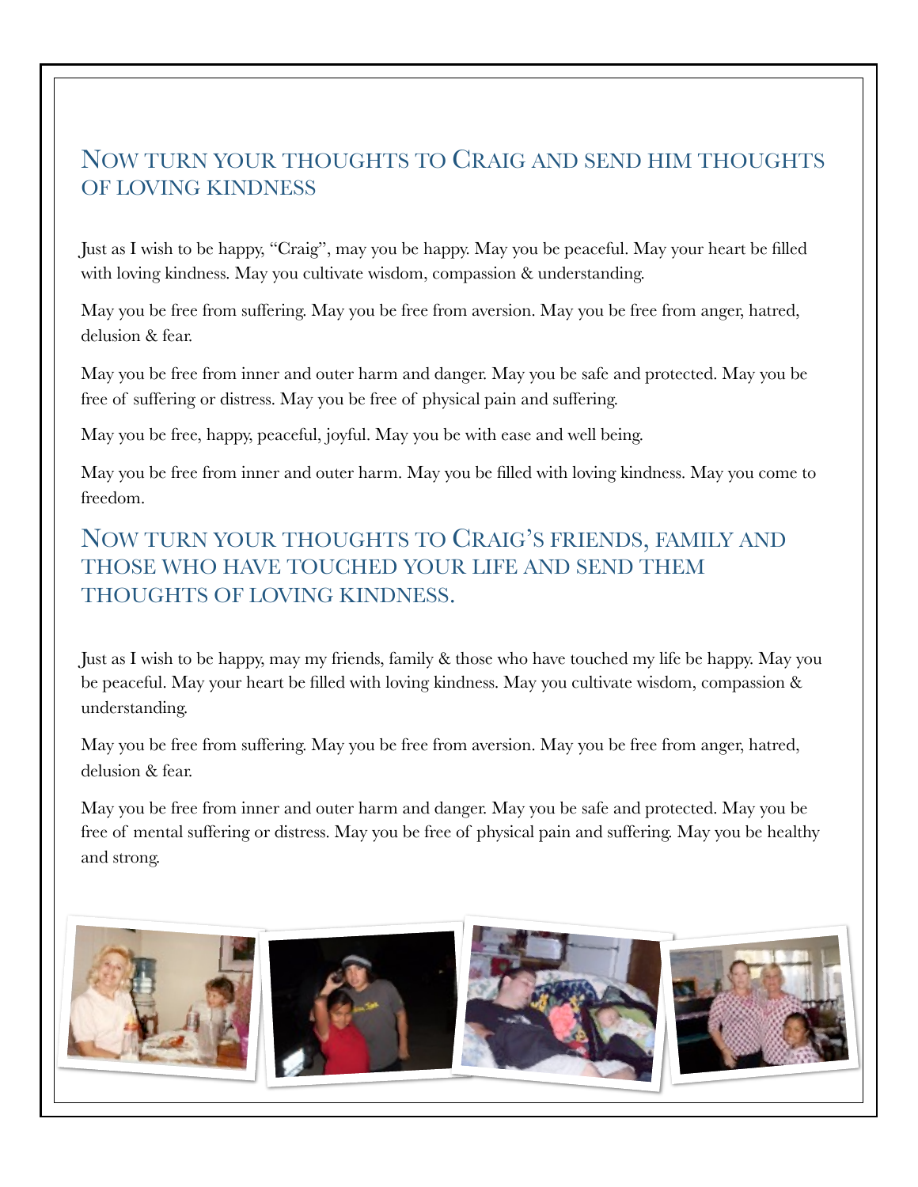## Now turn your thoughts to Craig and send him thoughts of loving kindness

Just as I wish to be happy, "Craig", may you be happy. May you be peaceful. May your heart be filled with loving kindness. May you cultivate wisdom, compassion & understanding.

May you be free from suffering. May you be free from aversion. May you be free from anger, hatred, delusion & fear.

May you be free from inner and outer harm and danger. May you be safe and protected. May you be free of suffering or distress. May you be free of physical pain and suffering.

May you be free, happy, peaceful, joyful. May you be with ease and well being.

May you be free from inner and outer harm. May you be filled with loving kindness. May you come to freedom.

## Now turn your thoughts to Craig's friends, family and those who have touched your life and send them thoughts of loving kindness.

Just as I wish to be happy, may my friends, family & those who have touched my life be happy. May you be peaceful. May your heart be filled with loving kindness. May you cultivate wisdom, compassion & understanding.

May you be free from suffering. May you be free from aversion. May you be free from anger, hatred, delusion & fear.

May you be free from inner and outer harm and danger. May you be safe and protected. May you be free of mental suffering or distress. May you be free of physical pain and suffering. May you be healthy and strong.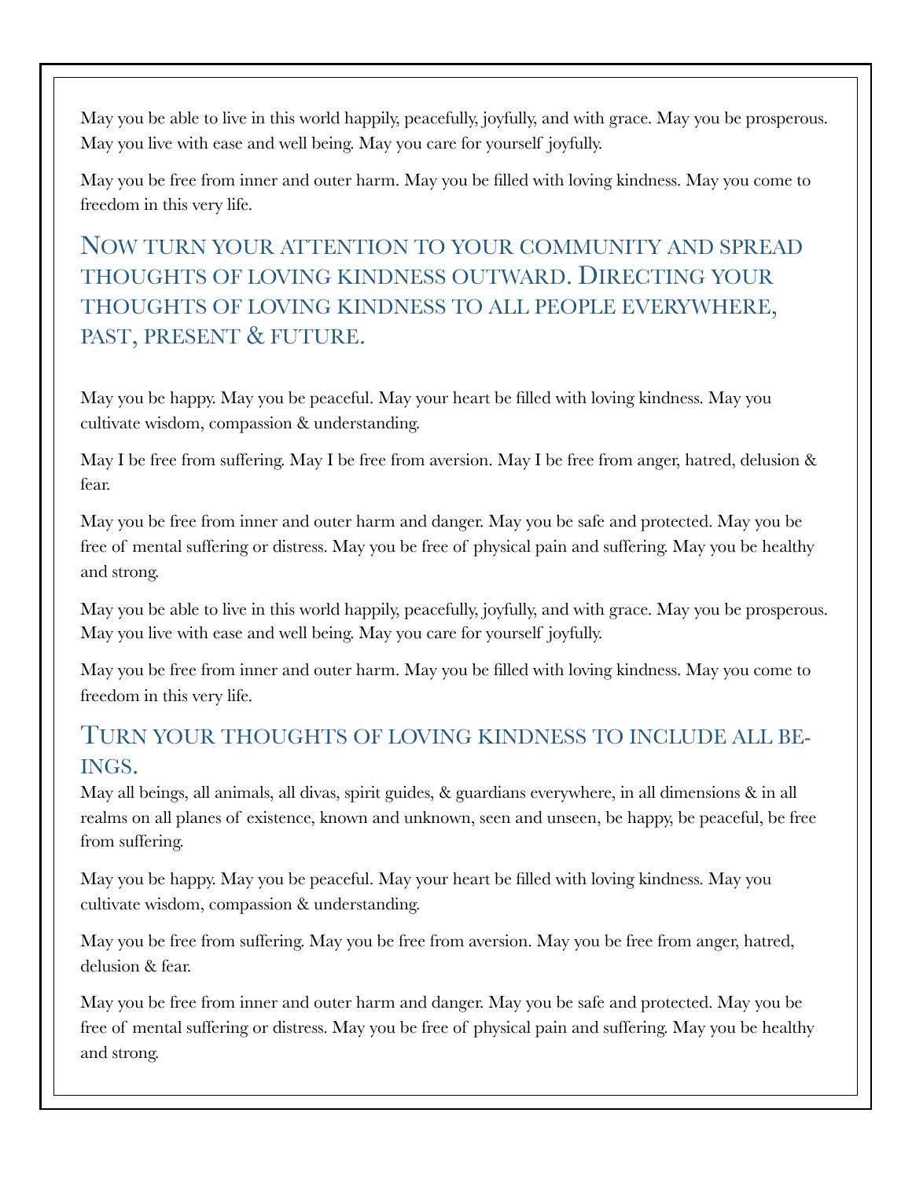May you be able to live in this world happily, peacefully, joyfully, and with grace. May you be prosperous. May you live with ease and well being. May you care for yourself joyfully.

May you be free from inner and outer harm. May you be filled with loving kindness. May you come to freedom in this very life.

## Now turn your attention to your community and spread thoughts of loving kindness outward. Directing your thoughts of loving kindness to all people everywhere, past, present & future.

May you be happy. May you be peaceful. May your heart be filled with loving kindness. May you cultivate wisdom, compassion & understanding.

May I be free from suffering. May I be free from aversion. May I be free from anger, hatred, delusion & fear.

May you be free from inner and outer harm and danger. May you be safe and protected. May you be free of mental suffering or distress. May you be free of physical pain and suffering. May you be healthy and strong.

May you be able to live in this world happily, peacefully, joyfully, and with grace. May you be prosperous. May you live with ease and well being. May you care for yourself joyfully.

May you be free from inner and outer harm. May you be filled with loving kindness. May you come to freedom in this very life.

## Turn your thoughts of loving kindness to include all beings.

May all beings, all animals, all divas, spirit guides, & guardians everywhere, in all dimensions & in all realms on all planes of existence, known and unknown, seen and unseen, be happy, be peaceful, be free from suffering.

May you be happy. May you be peaceful. May your heart be filled with loving kindness. May you cultivate wisdom, compassion & understanding.

May you be free from suffering. May you be free from aversion. May you be free from anger, hatred, delusion & fear.

May you be free from inner and outer harm and danger. May you be safe and protected. May you be free of mental suffering or distress. May you be free of physical pain and suffering. May you be healthy and strong.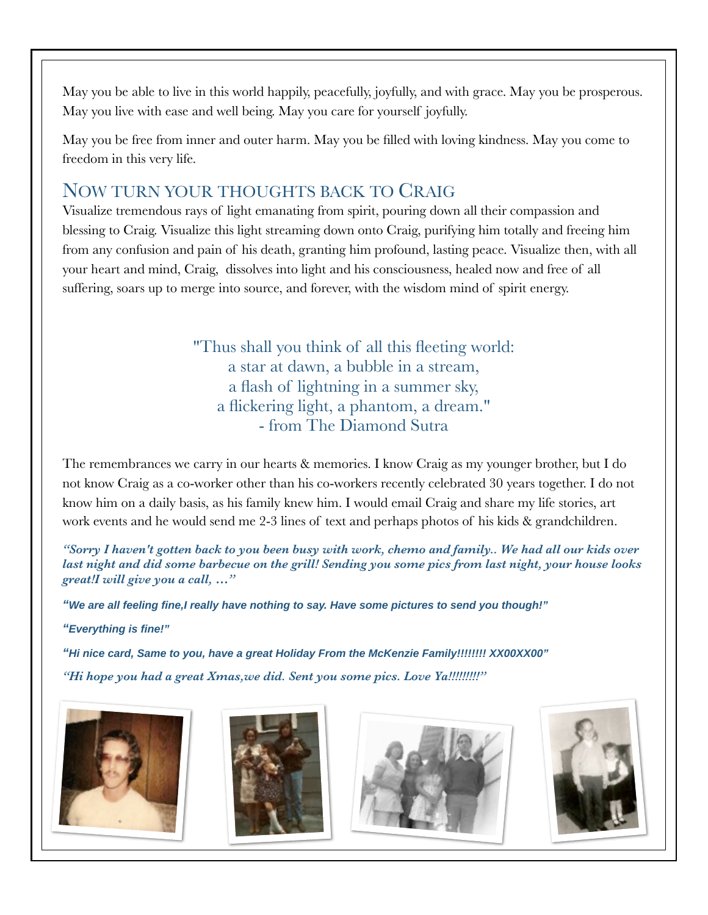May you be able to live in this world happily, peacefully, joyfully, and with grace. May you be prosperous. May you live with ease and well being. May you care for yourself joyfully.

May you be free from inner and outer harm. May you be filled with loving kindness. May you come to freedom in this very life.

## Now turn your thoughts back to Craig

Visualize tremendous rays of light emanating from spirit, pouring down all their compassion and blessing to Craig. Visualize this light streaming down onto Craig, purifying him totally and freeing him from any confusion and pain of his death, granting him profound, lasting peace. Visualize then, with all your heart and mind, Craig, dissolves into light and his consciousness, healed now and free of all suffering, soars up to merge into source, and forever, with the wisdom mind of spirit energy.

"Thus shall you think of all this fleeting world:
a star at dawn, a bubble in a stream,
a flash of lightning in a summer sky,
a flickering light, a phantom, a dream."
- from The Diamond Sutra

The remembrances we carry in our hearts & memories. I know Craig as my younger brother, but I do not know Craig as a co-worker other than his co-workers recently celebrated 30 years together. I do not know him on a daily basis, as his family knew him. I would email Craig and share my life stories, art work events and he would send me 2-3 lines of text and perhaps photos of his kids & grandchildren.

***"Sorry I haven't gotten back to you been busy with work, chemo and family.. We had all our kids over last night and did some barbecue on the grill! Sending you some pics from last night, your house looks great!I will give you a call, …"***

***"We are all feeling fine,I really have nothing to say. Have some pictures to send you though!"***

***"Everything is fine!"***

***"Hi nice card, Same to you, have a great Holiday From the McKenzie Family!!!!!!!! XX00XX00"***

***"Hi hope you had a great Xmas,we did. Sent you some pics. Love Ya!!!!!!!!!"***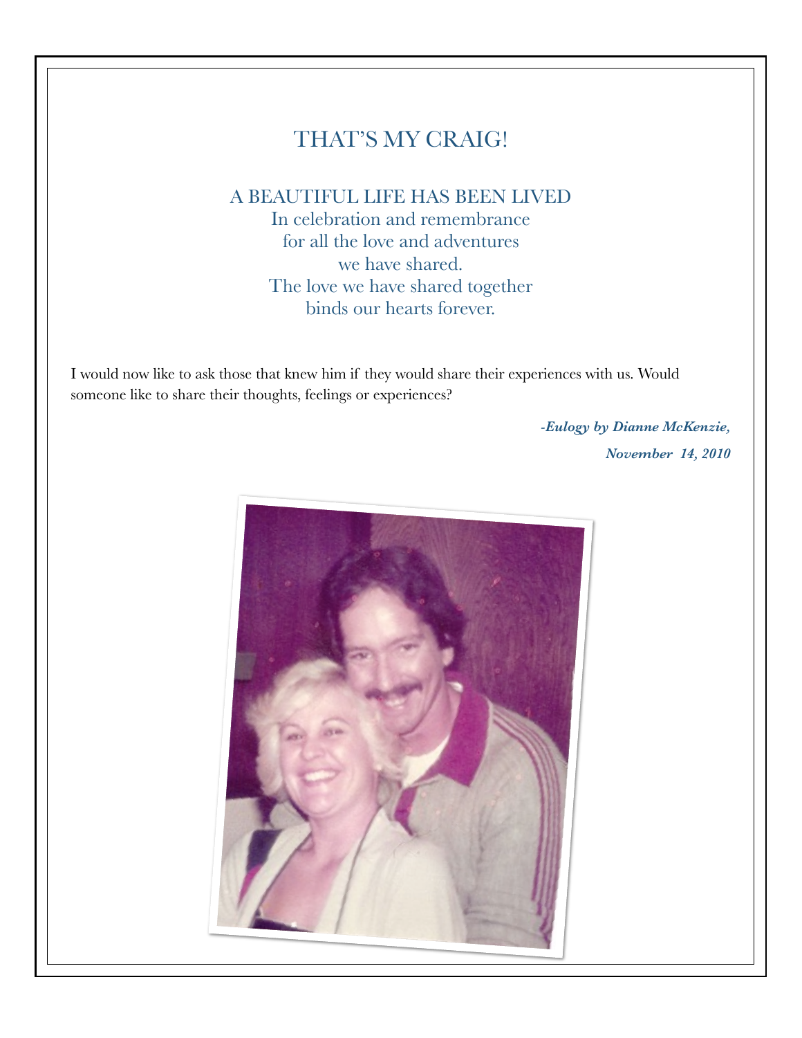# THAT'S MY CRAIG!

## A BEAUTIFUL LIFE HAS BEEN LIVED

In celebration and remembrance
for all the love and adventures
we have shared.
The love we have shared together
binds our hearts forever.

I would now like to ask those that knew him if they would share their experiences with us. Would someone like to share their thoughts, feelings or experiences?

***-Eulogy by Dianne McKenzie,***

***November 14, 2010***